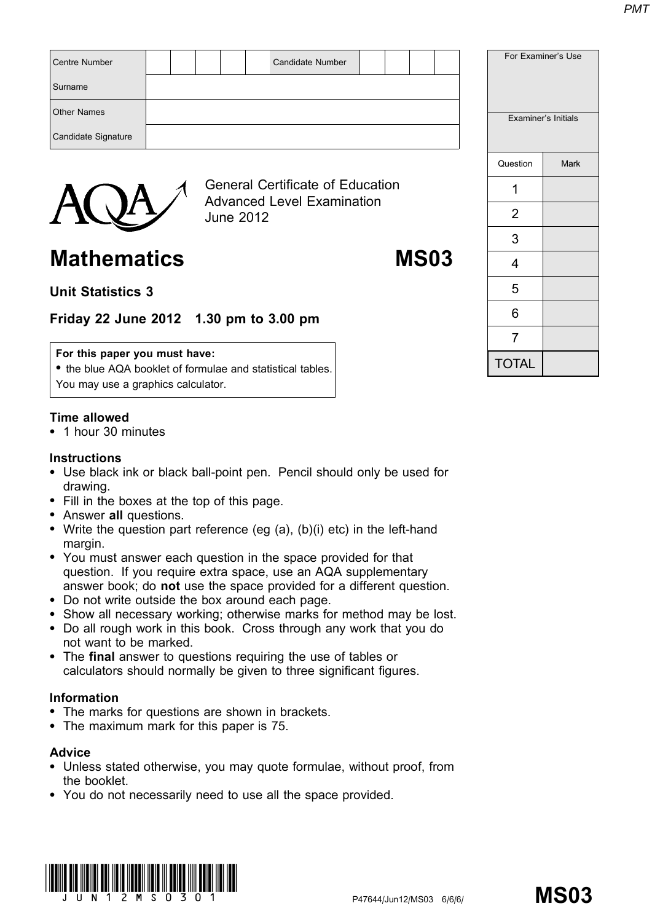| Centre Number | | | | | | Candidate Number | | | | |
|---|---|---|---|---|---|---|---|---|---|---|
| Surname | | | | | | | | | | |
| Other Names | | | | | | | | | | |
| Candidate Signature | | | | | | | | | | |

| For Examiner's Use | |
|---|---|
| Examiner's Initials | |
| Question | Mark |
| 1 | |
| 2 | |
| 3 | |
| 4 | |
| 5 | |
| 6 | |
| 7 | |
| TOTAL | |

General Certificate of Education
Advanced Level Examination
June 2012

# Mathematics MS03

## Unit Statistics 3

## Friday 22 June 2012 1.30 pm to 3.00 pm

**For this paper you must have:**
- the blue AQA booklet of formulae and statistical tables.

You may use a graphics calculator.

### Time allowed
- 1 hour 30 minutes

### Instructions
- Use black ink or black ball-point pen. Pencil should only be used for drawing.
- Fill in the boxes at the top of this page.
- Answer **all** questions.
- Write the question part reference (eg (a), (b)(i) etc) in the left-hand margin.
- You must answer each question in the space provided for that question. If you require extra space, use an AQA supplementary answer book; do **not** use the space provided for a different question.
- Do not write outside the box around each page.
- Show all necessary working; otherwise marks for method may be lost.
- Do all rough work in this book. Cross through any work that you do not want to be marked.
- The **final** answer to questions requiring the use of tables or calculators should normally be given to three significant figures.

### Information
- The marks for questions are shown in brackets.
- The maximum mark for this paper is 75.

### Advice
- Unless stated otherwise, you may quote formulae, without proof, from the booklet.
- You do not necessarily need to use all the space provided.

P47644/Jun12/MS03 6/6/6/ **MS03**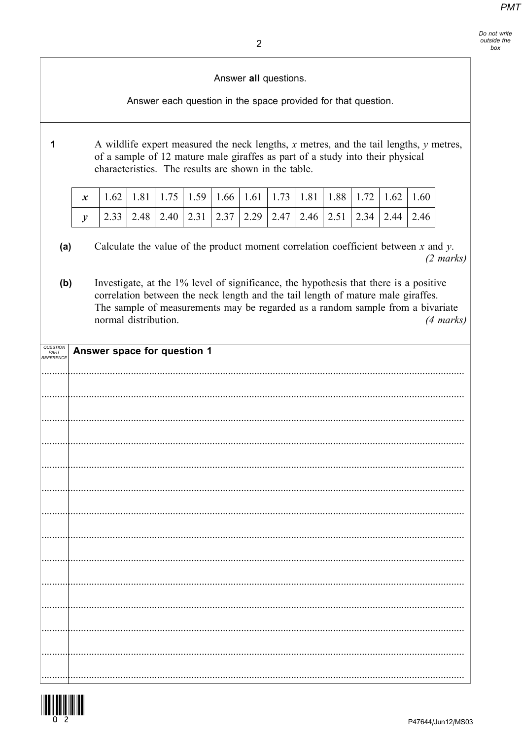Answer **all** questions.

Answer each question in the space provided for that question.

**1** A wildlife expert measured the neck lengths, $x$ metres, and the tail lengths, $y$ metres, of a sample of 12 mature male giraffes as part of a study into their physical characteristics. The results are shown in the table.

| $x$ | 1.62 | 1.81 | 1.75 | 1.59 | 1.66 | 1.61 | 1.73 | 1.81 | 1.88 | 1.72 | 1.62 | 1.60 |
|---|---|---|---|---|---|---|---|---|---|---|---|---|
| $y$ | 2.33 | 2.48 | 2.40 | 2.31 | 2.37 | 2.29 | 2.47 | 2.46 | 2.51 | 2.34 | 2.44 | 2.46 |

**(a)** Calculate the value of the product moment correlation coefficient between $x$ and $y$. *(2 marks)*

**(b)** Investigate, at the 1% level of significance, the hypothesis that there is a positive correlation between the neck length and the tail length of mature male giraffes. The sample of measurements may be regarded as a random sample from a bivariate normal distribution. *(4 marks)*

**Answer space for question 1**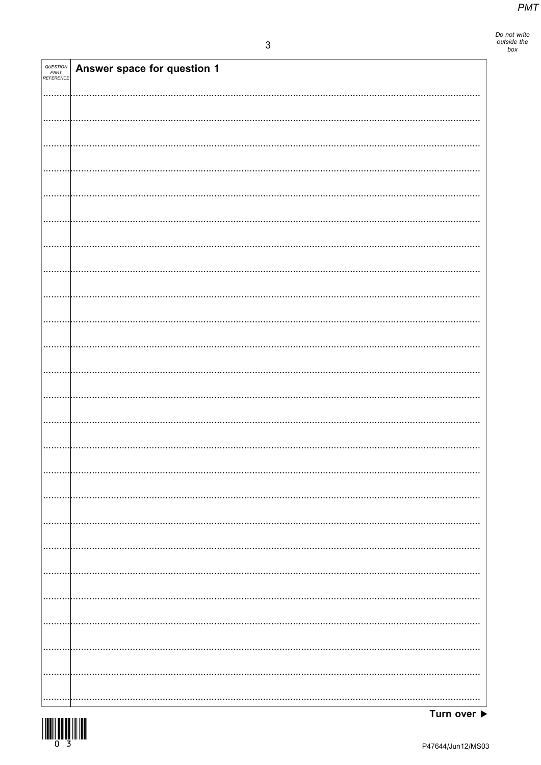| QUESTION PART REFERENCE | Answer space for question 1 |
| --- | --- |

Turn over ▶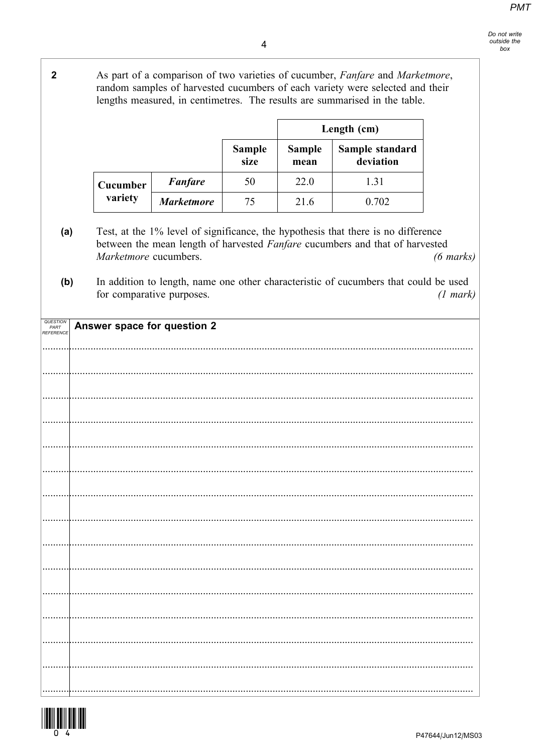**2** As part of a comparison of two varieties of cucumber, *Fanfare* and *Marketmore*, random samples of harvested cucumbers of each variety were selected and their lengths measured, in centimetres. The results are summarised in the table.

| | | | Length (cm) | |
|---|---|---|---|---|
| | | **Sample size** | **Sample mean** | **Sample standard deviation** |
| **Cucumber variety** | ***Fanfare*** | 50 | 22.0 | 1.31 |
| | ***Marketmore*** | 75 | 21.6 | 0.702 |

**(a)** Test, at the 1% level of significance, the hypothesis that there is no difference between the mean length of harvested *Fanfare* cucumbers and that of harvested *Marketmore* cucumbers. *(6 marks)*

**(b)** In addition to length, name one other characteristic of cucumbers that could be used for comparative purposes. *(1 mark)*

**Answer space for question 2**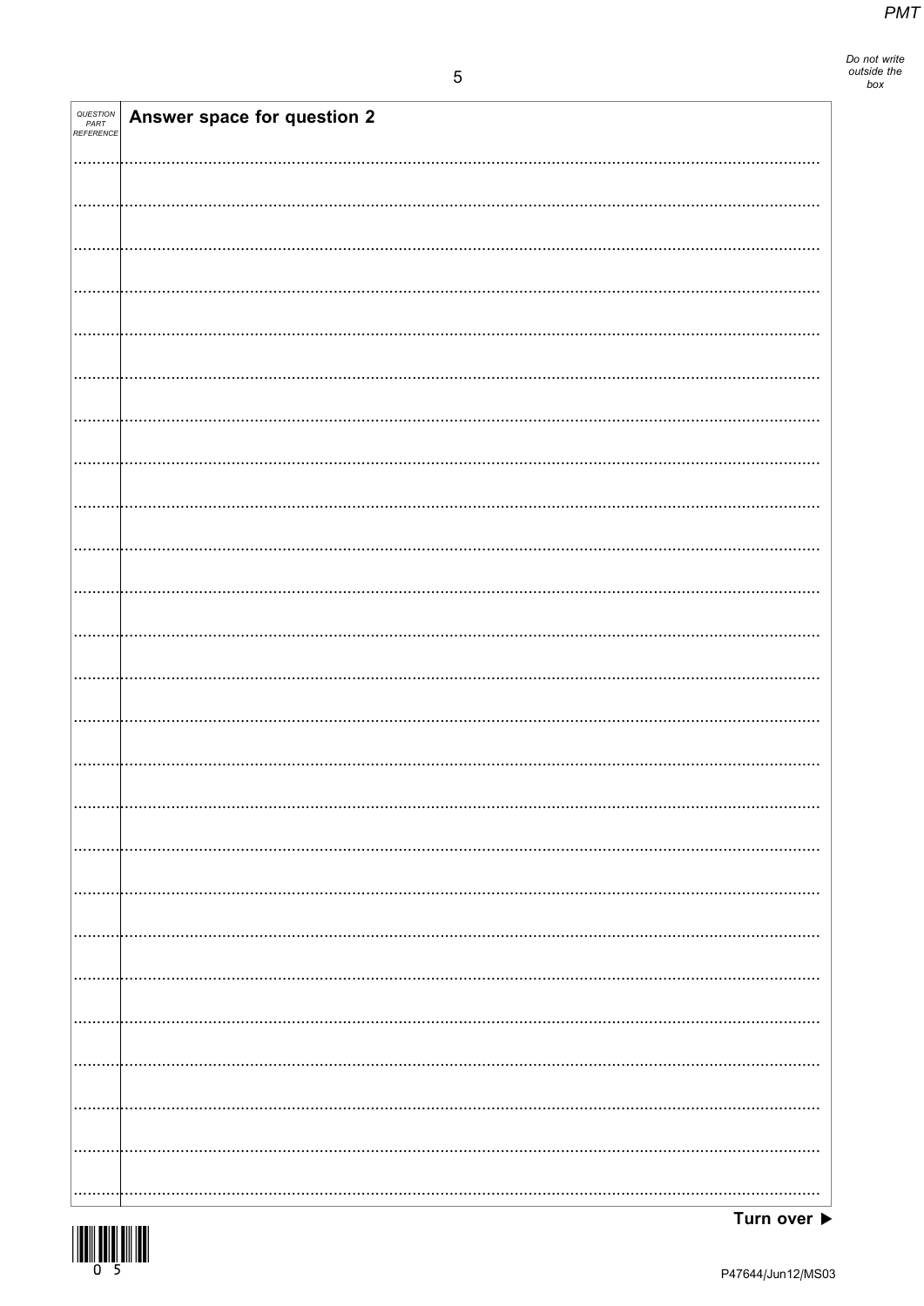| QUESTION PART REFERENCE | Answer space for question 2 |
| --- | --- |

Turn over ▶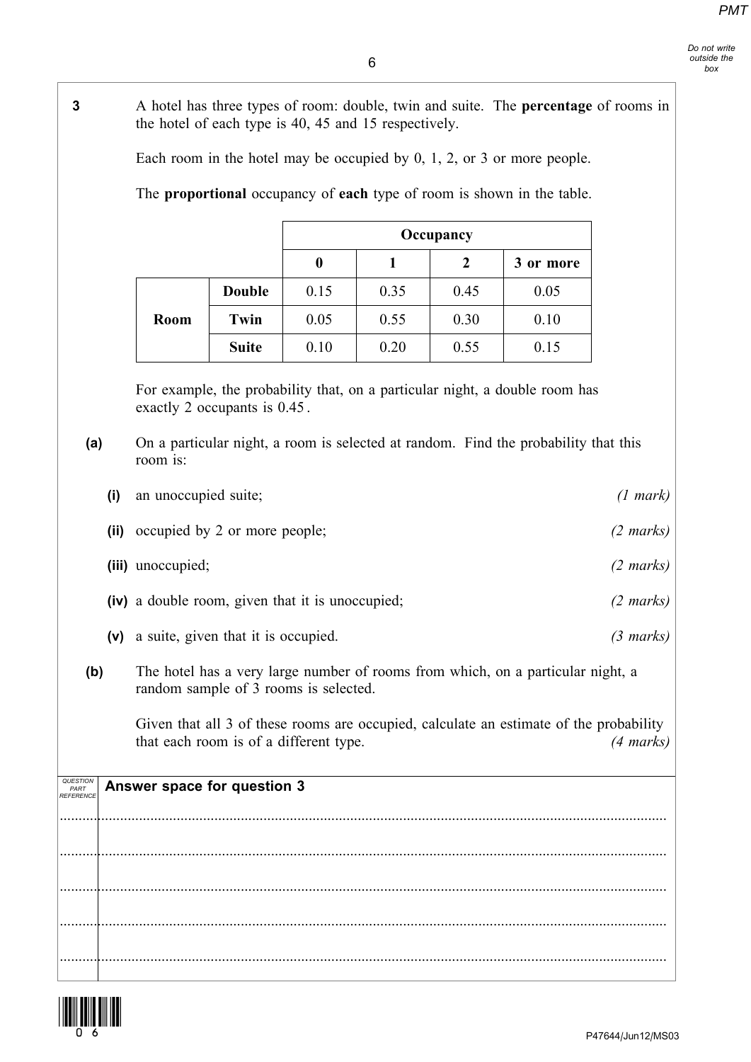**3** A hotel has three types of room: double, twin and suite. The **percentage** of rooms in the hotel of each type is 40, 45 and 15 respectively.

Each room in the hotel may be occupied by 0, 1, 2, or 3 or more people.

The **proportional** occupancy of **each** type of room is shown in the table.

| | | Occupancy | | | |
|---|---|---|---|---|---|
| | | **0** | **1** | **2** | **3 or more** |
| **Room** | **Double** | 0.15 | 0.35 | 0.45 | 0.05 |
| | **Twin** | 0.05 | 0.55 | 0.30 | 0.10 |
| | **Suite** | 0.10 | 0.20 | 0.55 | 0.15 |

For example, the probability that, on a particular night, a double room has exactly 2 occupants is 0.45.

**(a)** On a particular night, a room is selected at random. Find the probability that this room is:

**(i)** an unoccupied suite; *(1 mark)*

**(ii)** occupied by 2 or more people; *(2 marks)*

**(iii)** unoccupied; *(2 marks)*

**(iv)** a double room, given that it is unoccupied; *(2 marks)*

**(v)** a suite, given that it is occupied. *(3 marks)*

**(b)** The hotel has a very large number of rooms from which, on a particular night, a random sample of 3 rooms is selected.

Given that all 3 of these rooms are occupied, calculate an estimate of the probability that each room is of a different type. *(4 marks)*

**Answer space for question 3**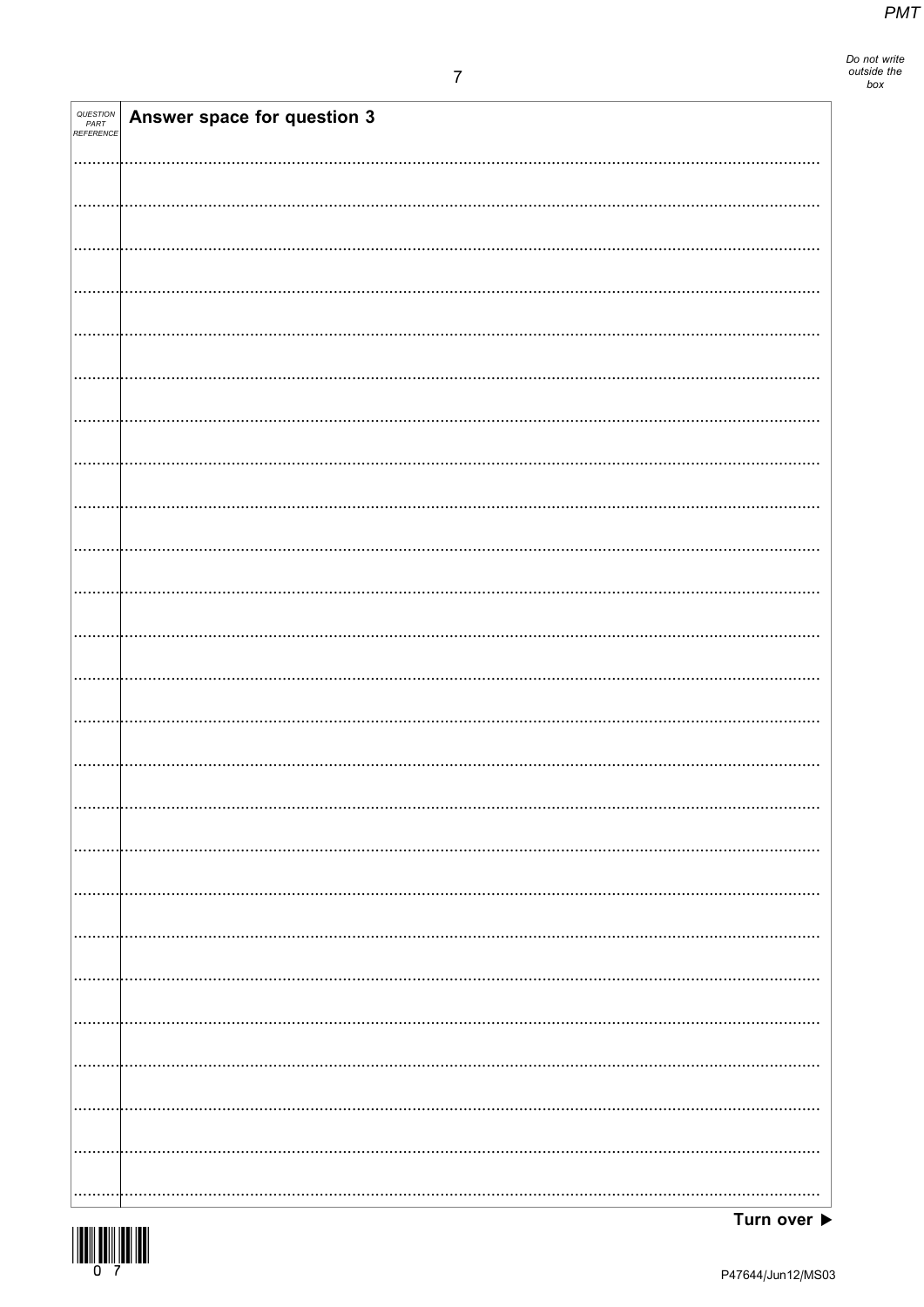| QUESTION PART REFERENCE | Answer space for question 3 |
| --- | --- |

Turn over ▶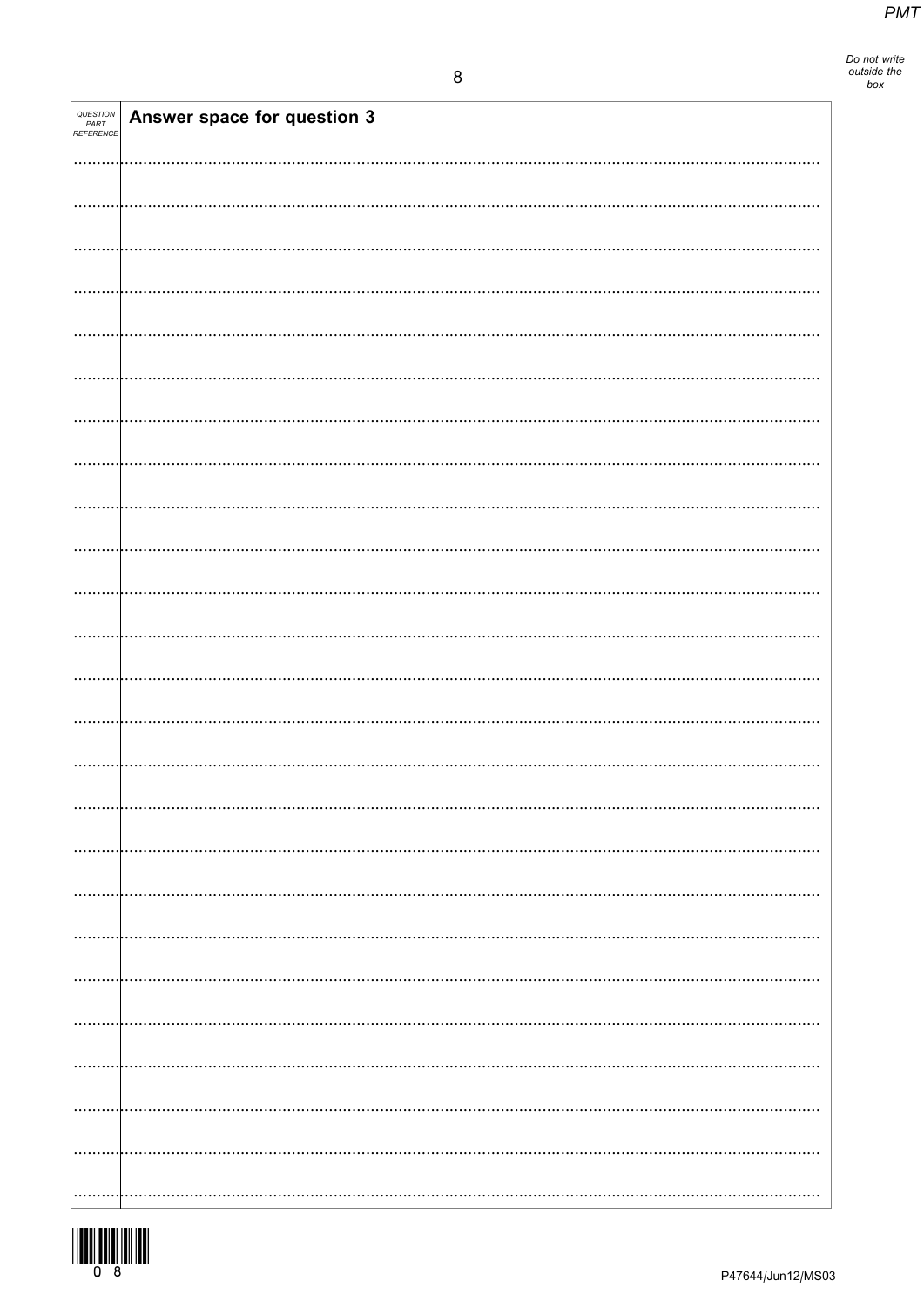| QUESTION PART REFERENCE | **Answer space for question 3** |
| --- | --- |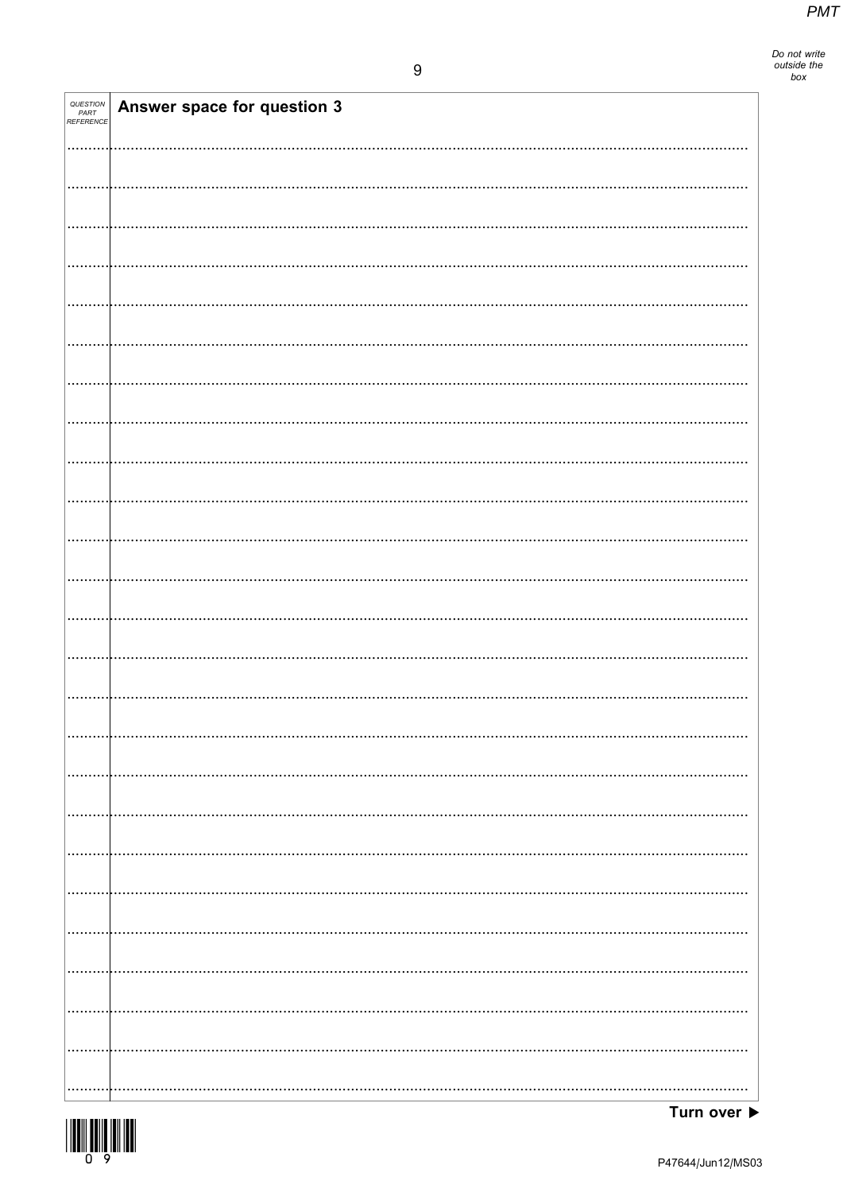| QUESTION PART REFERENCE | Answer space for question 3 |
|---|---|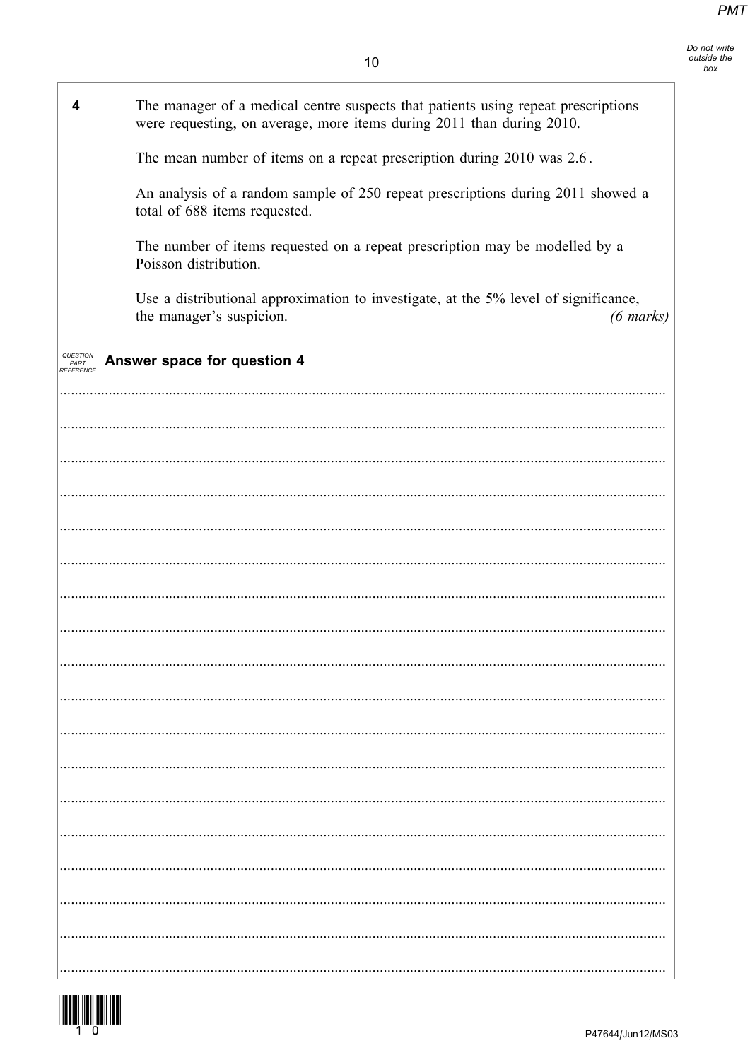**4** The manager of a medical centre suspects that patients using repeat prescriptions were requesting, on average, more items during 2011 than during 2010.

The mean number of items on a repeat prescription during 2010 was 2.6.

An analysis of a random sample of 250 repeat prescriptions during 2011 showed a total of 688 items requested.

The number of items requested on a repeat prescription may be modelled by a Poisson distribution.

Use a distributional approximation to investigate, at the 5% level of significance, the manager's suspicion. *(6 marks)*

**Answer space for question 4**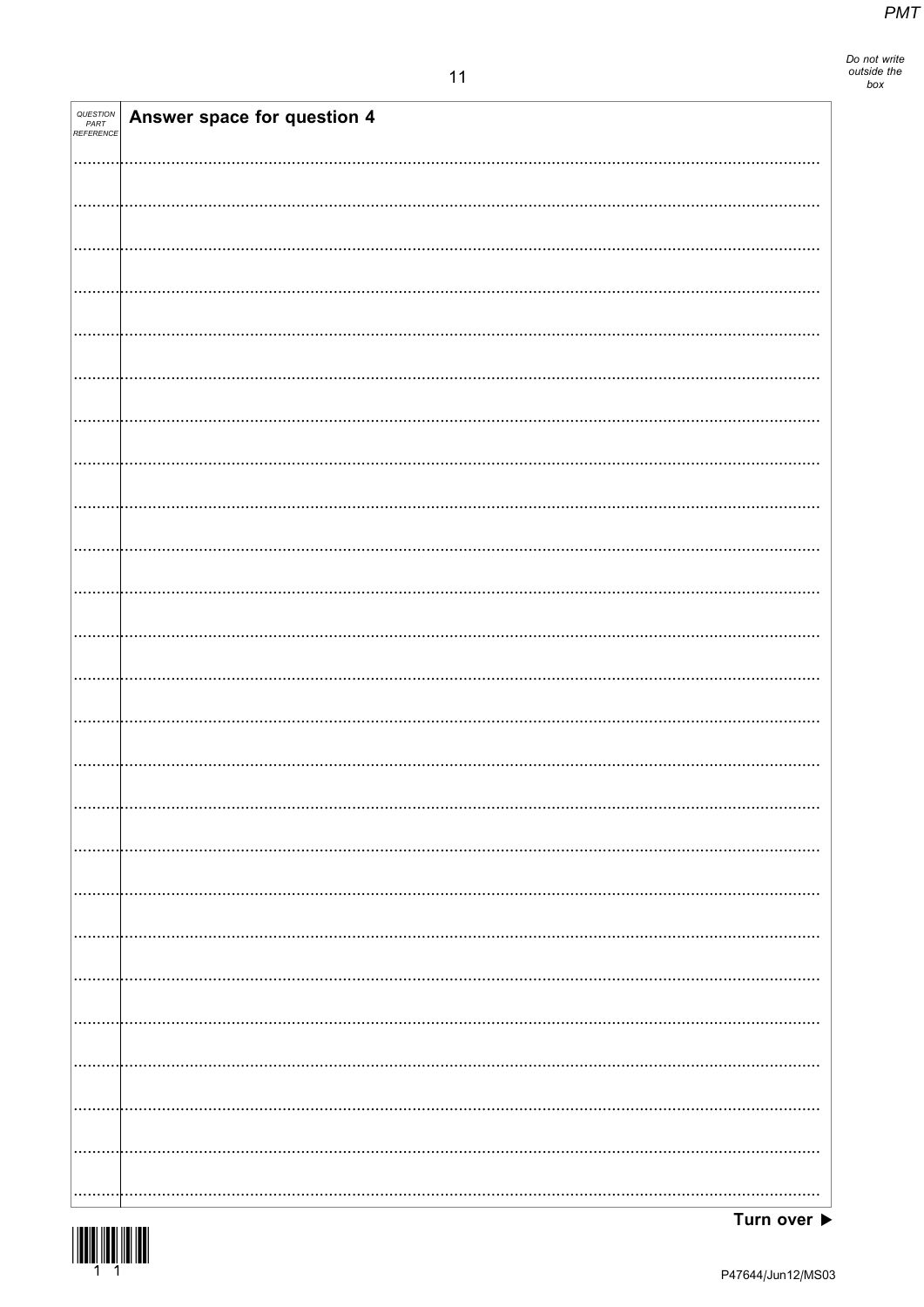| QUESTION PART REFERENCE | Answer space for question 4 |
| --- | --- |

Turn over ▶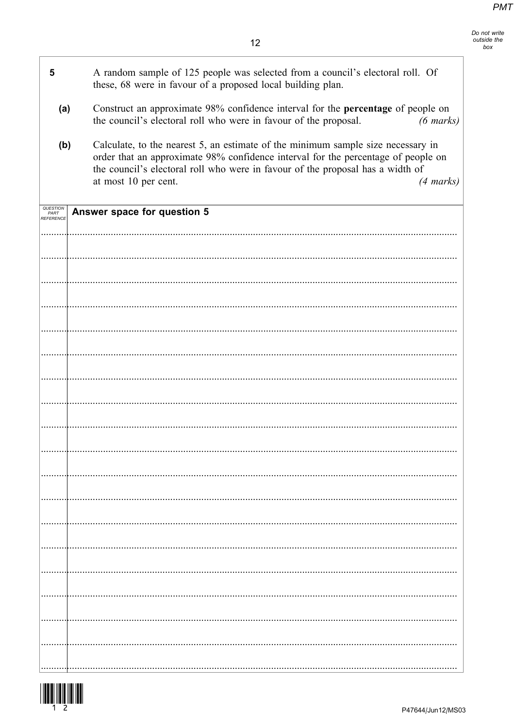**5** A random sample of 125 people was selected from a council's electoral roll. Of these, 68 were in favour of a proposed local building plan.

**(a)** Construct an approximate 98% confidence interval for the **percentage** of people on the council's electoral roll who were in favour of the proposal. *(6 marks)*

**(b)** Calculate, to the nearest 5, an estimate of the minimum sample size necessary in order that an approximate 98% confidence interval for the percentage of people on the council's electoral roll who were in favour of the proposal has a width of at most 10 per cent. *(4 marks)*

**Answer space for question 5**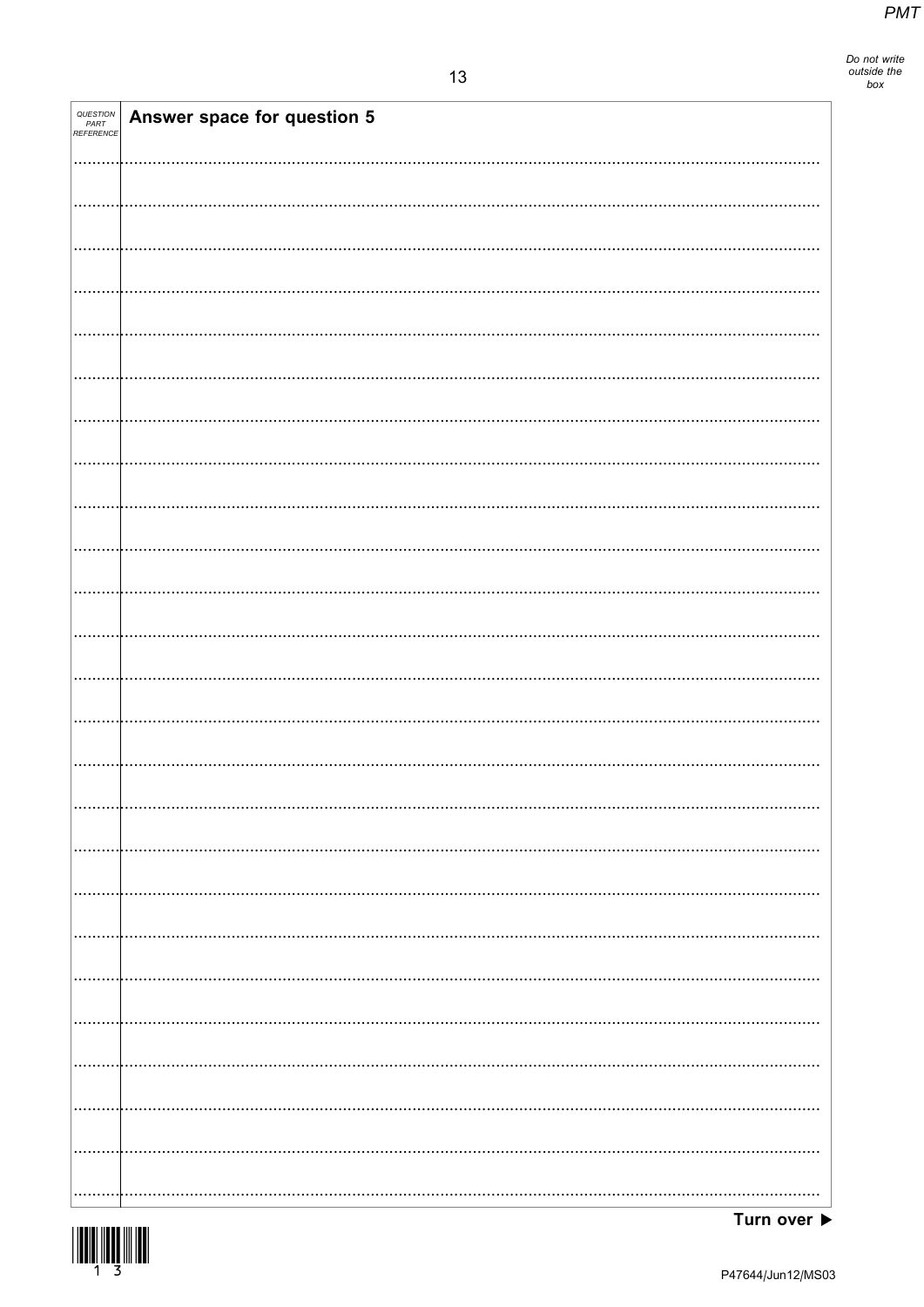Answer space for question 5

Turn over ▶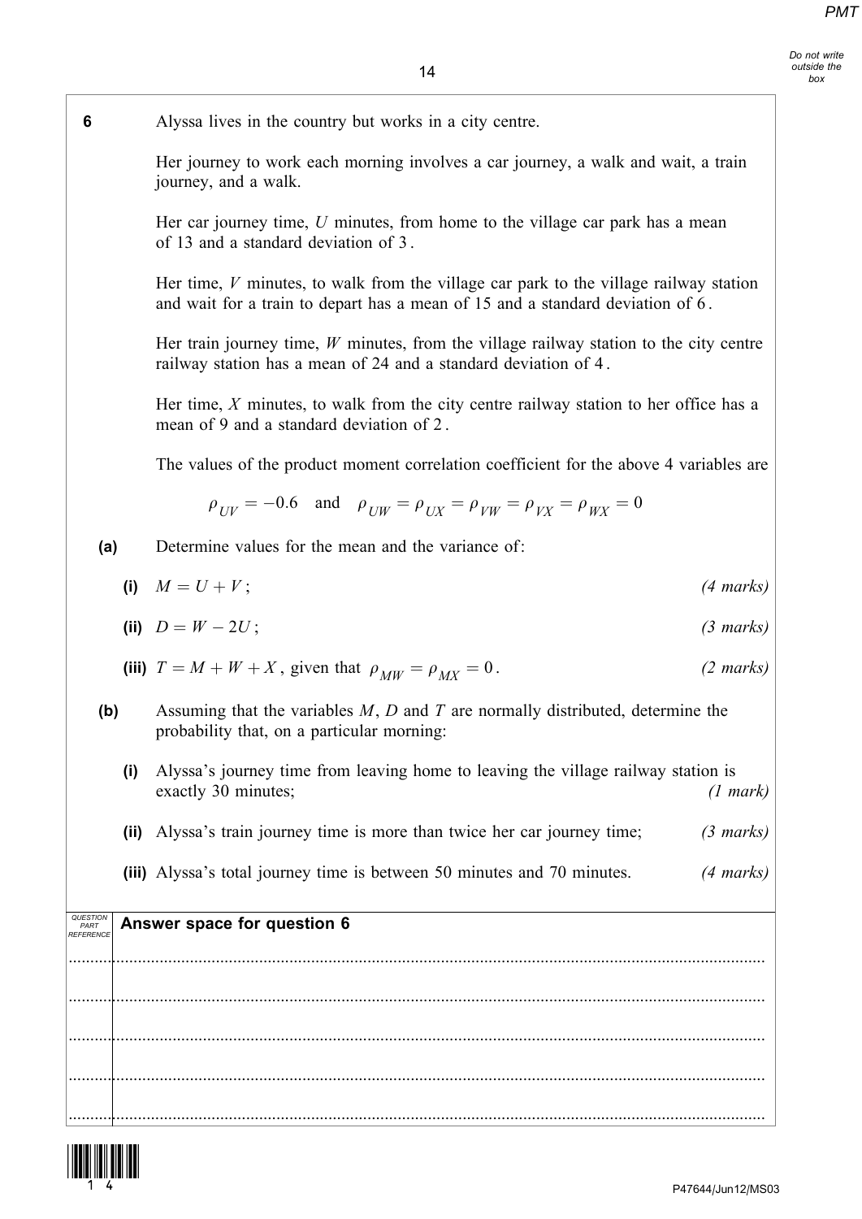**6** Alyssa lives in the country but works in a city centre.

Her journey to work each morning involves a car journey, a walk and wait, a train journey, and a walk.

Her car journey time, $U$ minutes, from home to the village car park has a mean of 13 and a standard deviation of 3.

Her time, $V$ minutes, to walk from the village car park to the village railway station and wait for a train to depart has a mean of 15 and a standard deviation of 6.

Her train journey time, $W$ minutes, from the village railway station to the city centre railway station has a mean of 24 and a standard deviation of 4.

Her time, $X$ minutes, to walk from the city centre railway station to her office has a mean of 9 and a standard deviation of 2.

The values of the product moment correlation coefficient for the above 4 variables are

$$\rho_{UV} = -0.6 \quad \text{and} \quad \rho_{UW} = \rho_{UX} = \rho_{VW} = \rho_{VX} = \rho_{WX} = 0$$

**(a)** Determine values for the mean and the variance of:

**(i)** $M = U + V$; *(4 marks)*

**(ii)** $D = W - 2U$; *(3 marks)*

**(iii)** $T = M + W + X$, given that $\rho_{MW} = \rho_{MX} = 0$. *(2 marks)*

**(b)** Assuming that the variables $M$, $D$ and $T$ are normally distributed, determine the probability that, on a particular morning:

**(i)** Alyssa's journey time from leaving home to leaving the village railway station is exactly 30 minutes; *(1 mark)*

**(ii)** Alyssa's train journey time is more than twice her car journey time; *(3 marks)*

**(iii)** Alyssa's total journey time is between 50 minutes and 70 minutes. *(4 marks)*

| QUESTION PART REFERENCE | Answer space for question 6 |
|---|---|
| | |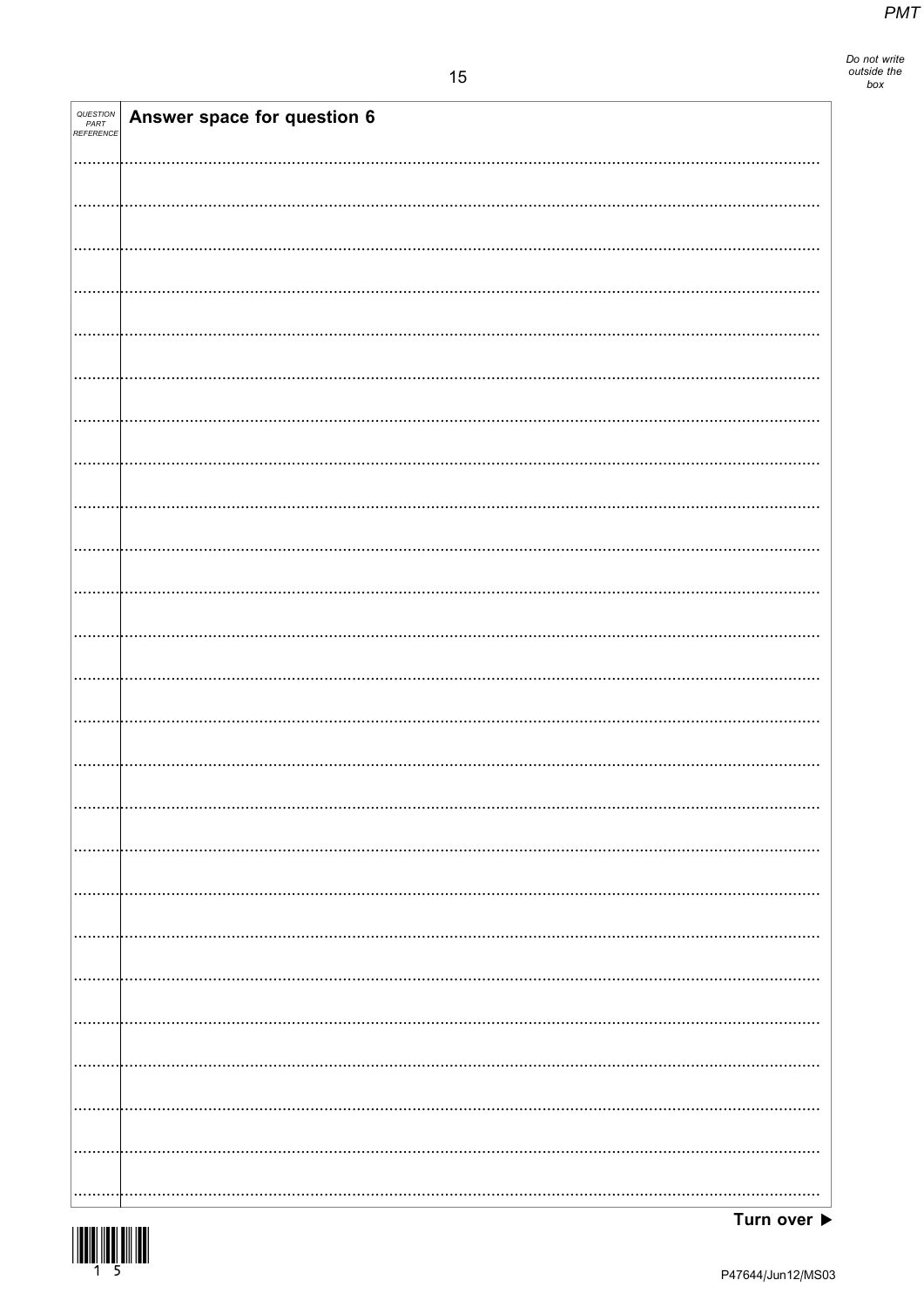Answer space for question 6

Turn over ▶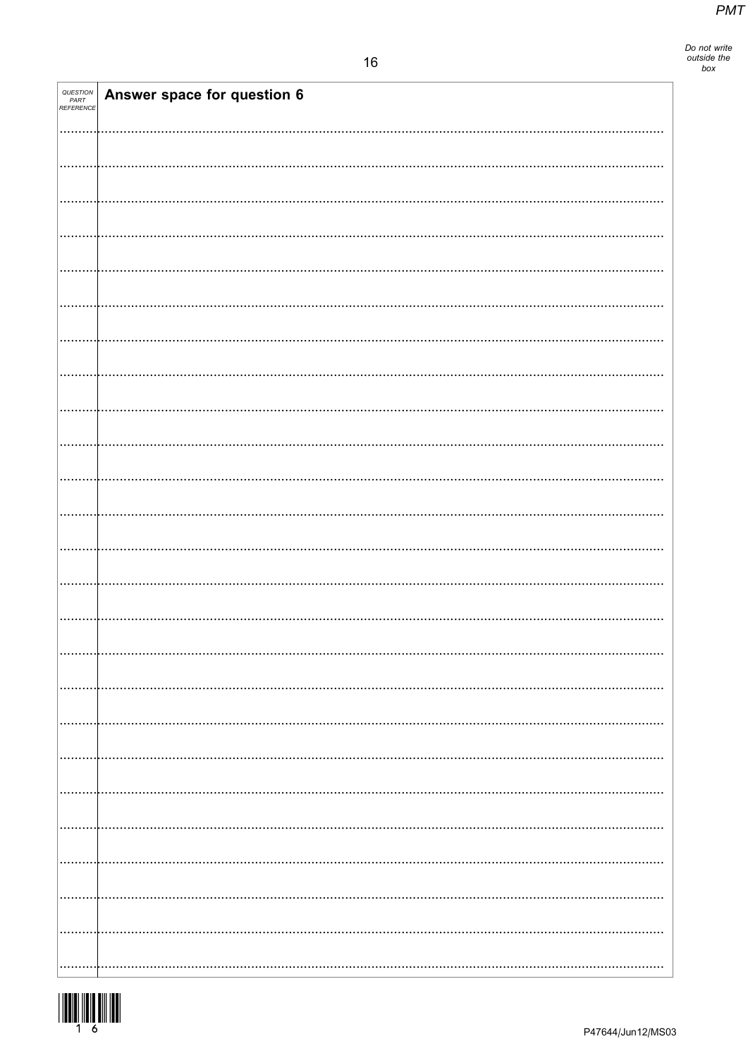Do not write outside the box

| QUESTION PART REFERENCE | Answer space for question 6 |
|---|---|

P47644/Jun12/MS03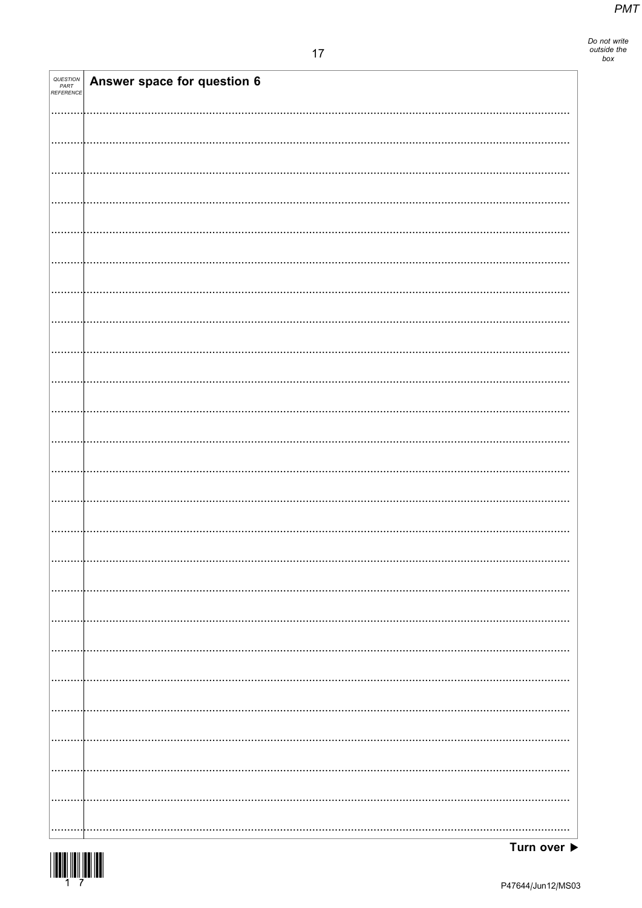| QUESTION PART REFERENCE | Answer space for question 6 |
| --- | --- |
| | |

Turn over ▶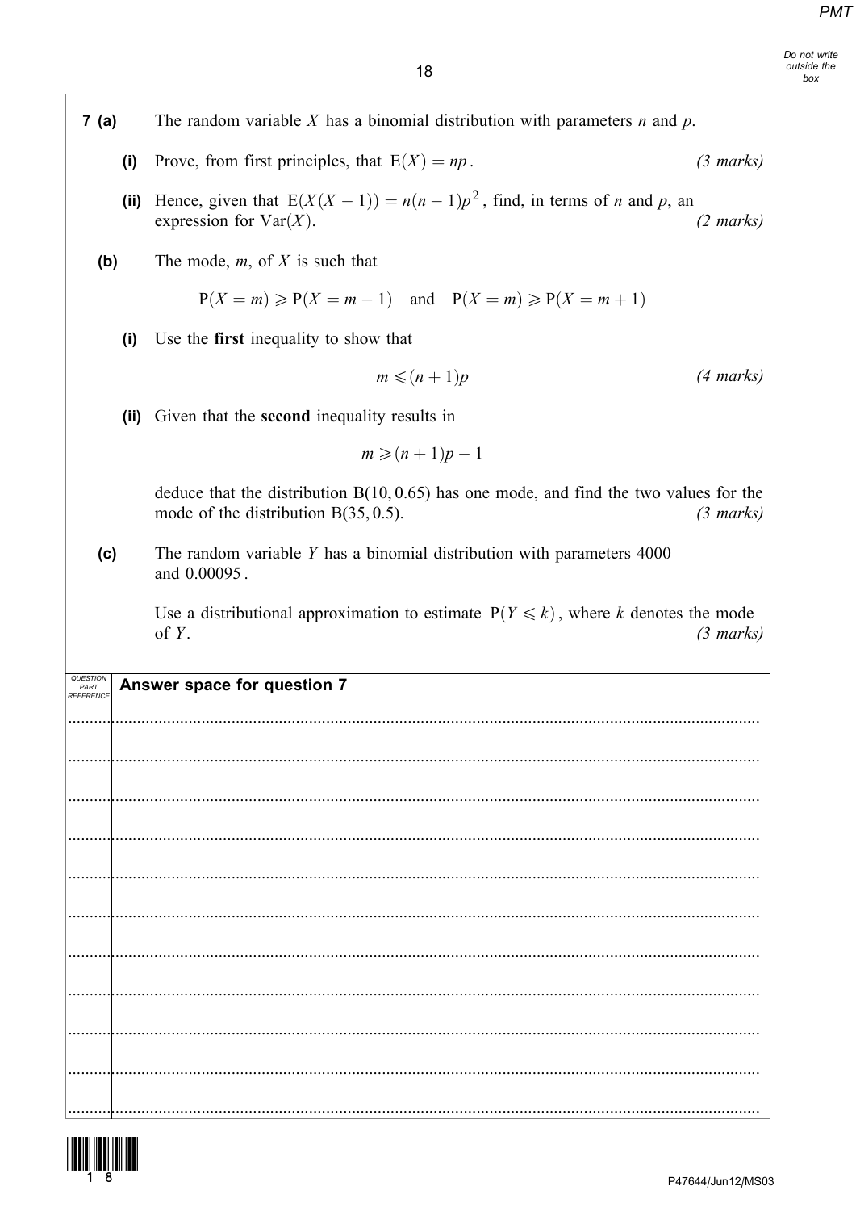**7 (a)** The random variable $X$ has a binomial distribution with parameters $n$ and $p$.

**(i)** Prove, from first principles, that $\mathrm{E}(X) = np$. *(3 marks)*

**(ii)** Hence, given that $\mathrm{E}(X(X-1)) = n(n-1)p^2$, find, in terms of $n$ and $p$, an expression for $\mathrm{Var}(X)$. *(2 marks)*

**(b)** The mode, $m$, of $X$ is such that

$$\mathrm{P}(X = m) \geqslant \mathrm{P}(X = m-1) \quad \text{and} \quad \mathrm{P}(X = m) \geqslant \mathrm{P}(X = m+1)$$

**(i)** Use the **first** inequality to show that

$$m \leqslant (n+1)p$$

*(4 marks)*

**(ii)** Given that the **second** inequality results in

$$m \geqslant (n+1)p - 1$$

deduce that the distribution $\mathrm{B}(10, 0.65)$ has one mode, and find the two values for the mode of the distribution $\mathrm{B}(35, 0.5)$. *(3 marks)*

**(c)** The random variable $Y$ has a binomial distribution with parameters 4000 and 0.00095.

Use a distributional approximation to estimate $\mathrm{P}(Y \leqslant k)$, where $k$ denotes the mode of $Y$. *(3 marks)*

**Answer space for question 7**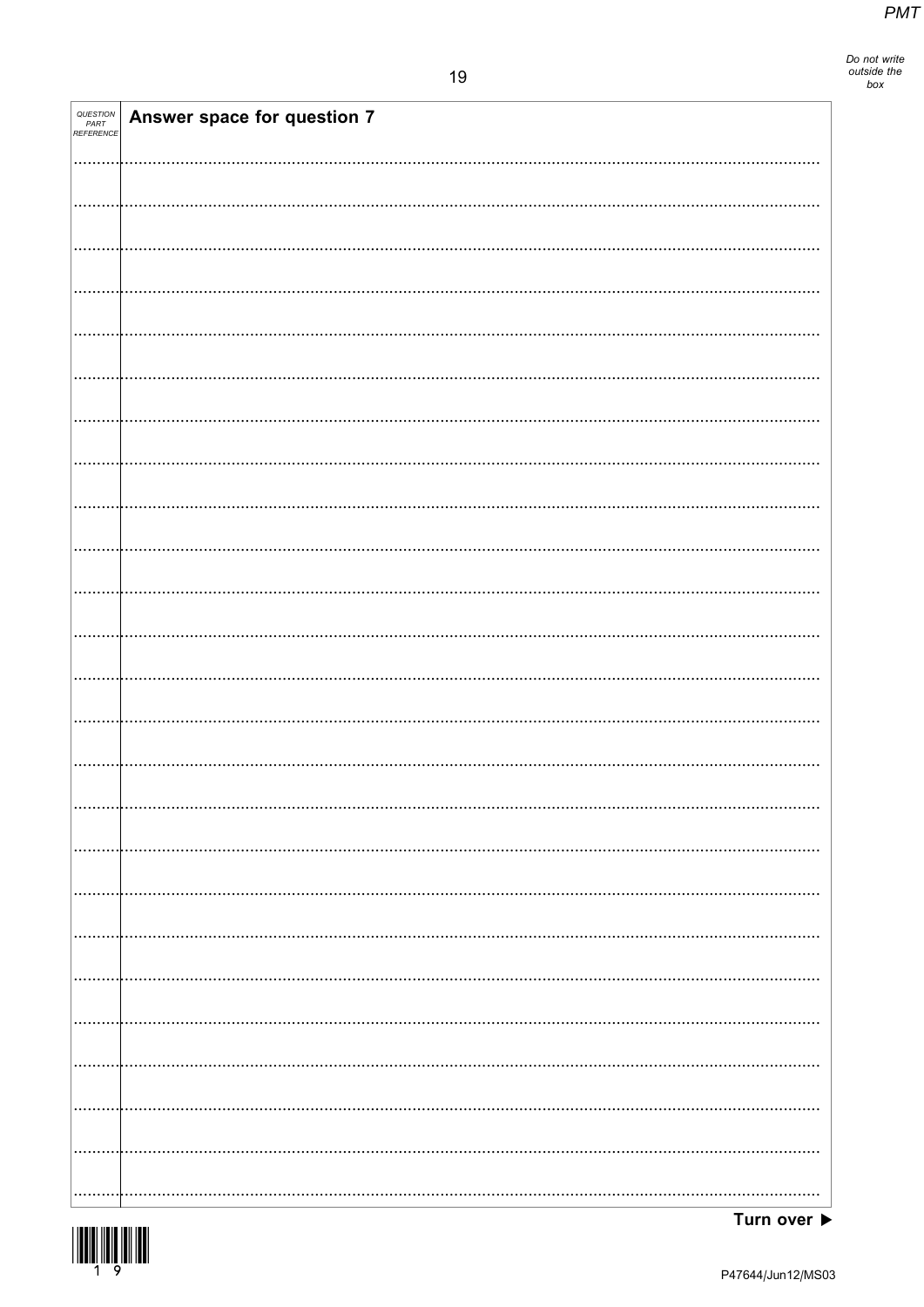Do not write outside the box

| QUESTION PART REFERENCE | Answer space for question 7 |
|---|---|

Turn over ▶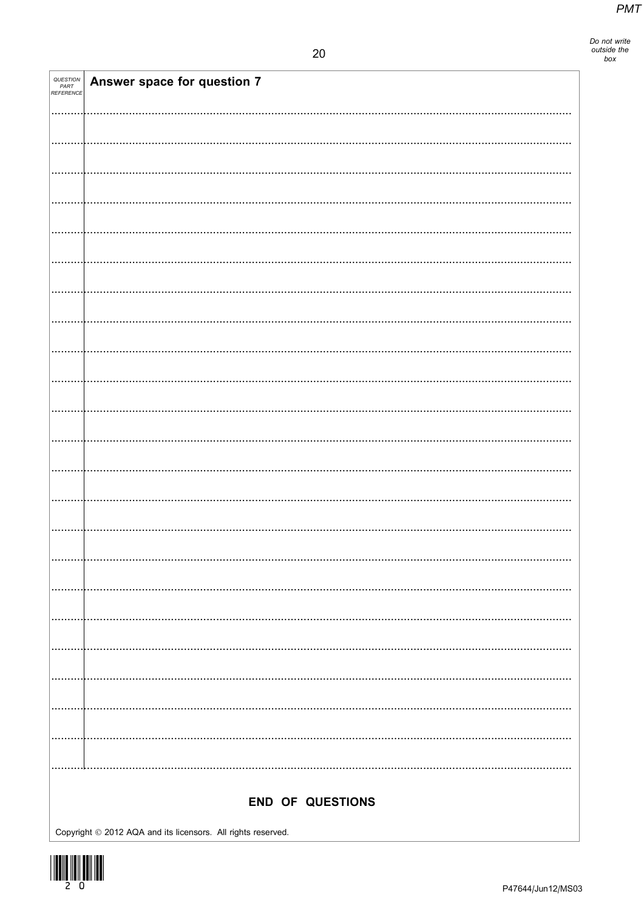**Answer space for question 7**

**END OF QUESTIONS**

Copyright © 2012 AQA and its licensors. All rights reserved.